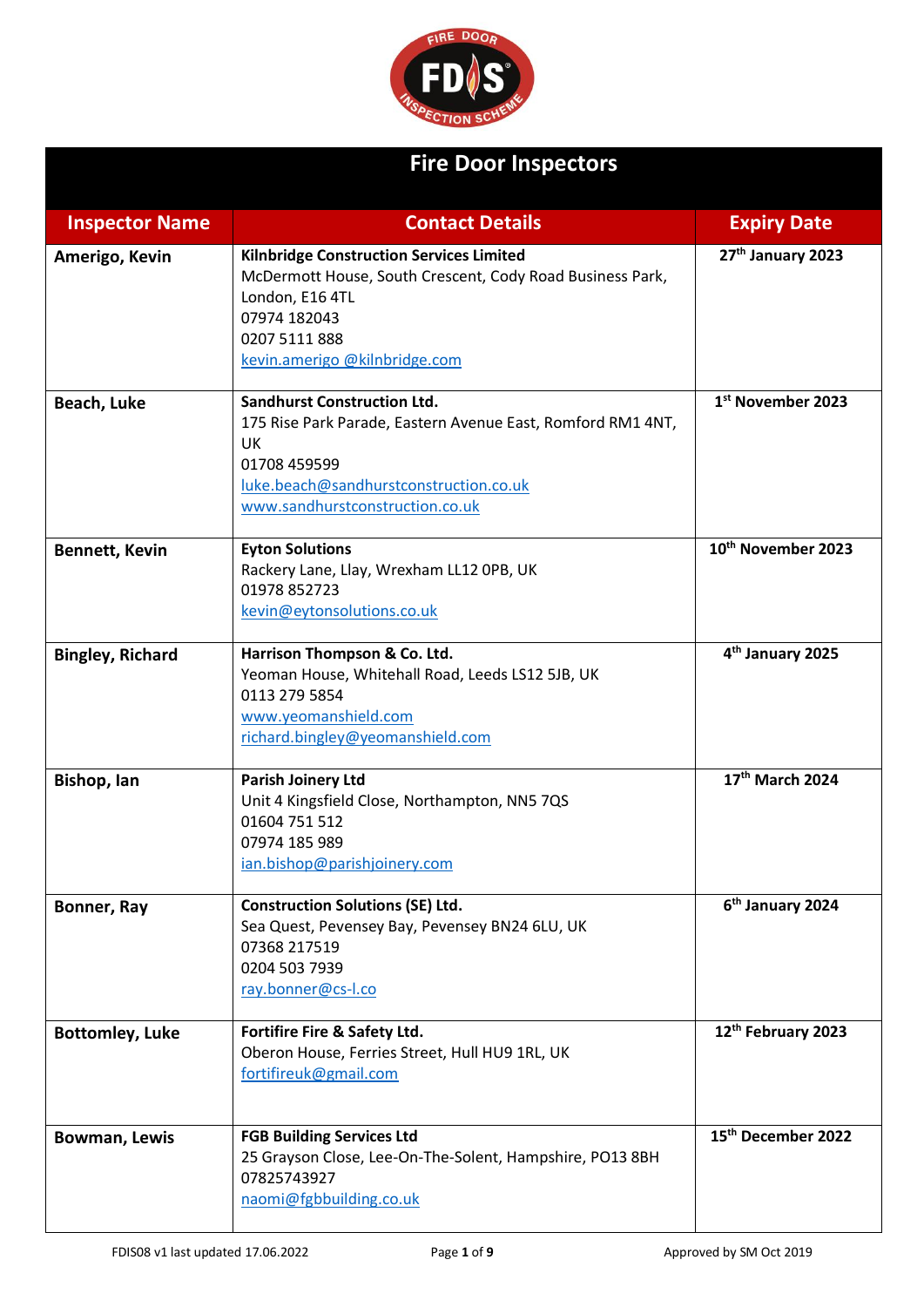# Fire Door Inspectors

| Inspector Name | Contact Details | Expiry Date |
|---|---|---|
| **Amerigo, Kevin** | **Kilnbridge Construction Services Limited**<br>McDermott House, South Crescent, Cody Road Business Park, London, E16 4TL<br>07974 182043<br>0207 5111 888<br>kevin.amerigo @kilnbridge.com | **27th January 2023** |
| **Beach, Luke** | **Sandhurst Construction Ltd.**<br>175 Rise Park Parade, Eastern Avenue East, Romford RM1 4NT, UK<br>01708 459599<br>luke.beach@sandhurstconstruction.co.uk<br>www.sandhurstconstruction.co.uk | **1st November 2023** |
| **Bennett, Kevin** | **Eyton Solutions**<br>Rackery Lane, Llay, Wrexham LL12 0PB, UK<br>01978 852723<br>kevin@eytonsolutions.co.uk | **10th November 2023** |
| **Bingley, Richard** | **Harrison Thompson & Co. Ltd.**<br>Yeoman House, Whitehall Road, Leeds LS12 5JB, UK<br>0113 279 5854<br>www.yeomanshield.com<br>richard.bingley@yeomanshield.com | **4th January 2025** |
| **Bishop, Ian** | **Parish Joinery Ltd**<br>Unit 4 Kingsfield Close, Northampton, NN5 7QS<br>01604 751 512<br>07974 185 989<br>ian.bishop@parishjoinery.com | **17th March 2024** |
| **Bonner, Ray** | **Construction Solutions (SE) Ltd.**<br>Sea Quest, Pevensey Bay, Pevensey BN24 6LU, UK<br>07368 217519<br>0204 503 7939<br>ray.bonner@cs-l.co | **6th January 2024** |
| **Bottomley, Luke** | **Fortifire Fire & Safety Ltd.**<br>Oberon House, Ferries Street, Hull HU9 1RL, UK<br>fortifireuk@gmail.com | **12th February 2023** |
| **Bowman, Lewis** | **FGB Building Services Ltd**<br>25 Grayson Close, Lee-On-The-Solent, Hampshire, PO13 8BH<br>07825743927<br>naomi@fgbbuilding.co.uk | **15th December 2022** |

FDIS08 v1 last updated 17.06.2022 Approved by SM Oct 2019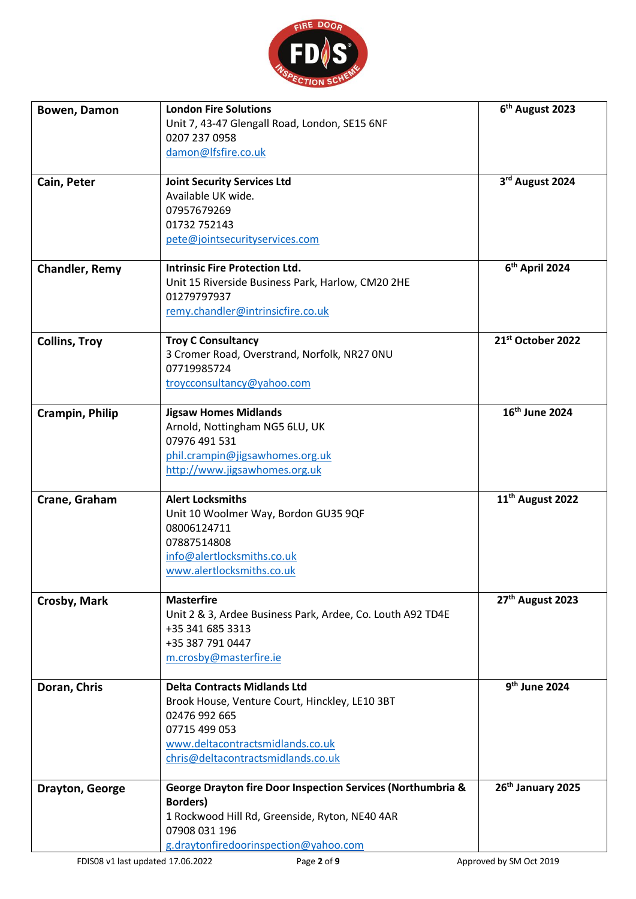| | | |
|---|---|---|
| **Bowen, Damon** | **London Fire Solutions**<br>Unit 7, 43-47 Glengall Road, London, SE15 6NF<br>0207 237 0958<br>damon@lfsfire.co.uk | **6th August 2023** |
| **Cain, Peter** | **Joint Security Services Ltd**<br>Available UK wide.<br>07957679269<br>01732 752143<br>pete@jointsecurityservices.com | **3rd August 2024** |
| **Chandler, Remy** | **Intrinsic Fire Protection Ltd.**<br>Unit 15 Riverside Business Park, Harlow, CM20 2HE<br>01279797937<br>remy.chandler@intrinsicfire.co.uk | **6th April 2024** |
| **Collins, Troy** | **Troy C Consultancy**<br>3 Cromer Road, Overstrand, Norfolk, NR27 0NU<br>07719985724<br>troycconsultancy@yahoo.com | **21st October 2022** |
| **Crampin, Philip** | **Jigsaw Homes Midlands**<br>Arnold, Nottingham NG5 6LU, UK<br>07976 491 531<br>phil.crampin@jigsawhomes.org.uk<br>http://www.jigsawhomes.org.uk | **16th June 2024** |
| **Crane, Graham** | **Alert Locksmiths**<br>Unit 10 Woolmer Way, Bordon GU35 9QF<br>08006124711<br>07887514808<br>info@alertlocksmiths.co.uk<br>www.alertlocksmiths.co.uk | **11th August 2022** |
| **Crosby, Mark** | **Masterfire**<br>Unit 2 & 3, Ardee Business Park, Ardee, Co. Louth A92 TD4E<br>+35 341 685 3313<br>+35 387 791 0447<br>m.crosby@masterfire.ie | **27th August 2023** |
| **Doran, Chris** | **Delta Contracts Midlands Ltd**<br>Brook House, Venture Court, Hinckley, LE10 3BT<br>02476 992 665<br>07715 499 053<br>www.deltacontractsmidlands.co.uk<br>chris@deltacontractsmidlands.co.uk | **9th June 2024** |
| **Drayton, George** | **George Drayton fire Door Inspection Services (Northumbria & Borders)**<br>1 Rockwood Hill Rd, Greenside, Ryton, NE40 4AR<br>07908 031 196<br>g.draytonfiredoorinspection@yahoo.com | **26th January 2025** |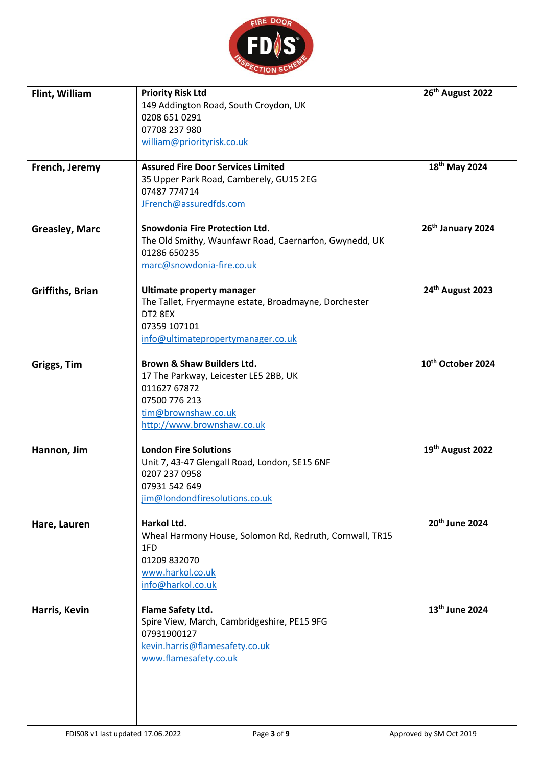| | | |
|---|---|---|
| **Flint, William** | **Priority Risk Ltd**<br>149 Addington Road, South Croydon, UK<br>0208 651 0291<br>07708 237 980<br>william@priorityrisk.co.uk | **26th August 2022** |
| **French, Jeremy** | **Assured Fire Door Services Limited**<br>35 Upper Park Road, Camberely, GU15 2EG<br>07487 774714<br>JFrench@assuredfds.com | **18th May 2024** |
| **Greasley, Marc** | **Snowdonia Fire Protection Ltd.**<br>The Old Smithy, Waunfawr Road, Caernarfon, Gwynedd, UK<br>01286 650235<br>marc@snowdonia-fire.co.uk | **26th January 2024** |
| **Griffiths, Brian** | **Ultimate property manager**<br>The Tallet, Fryermayne estate, Broadmayne, Dorchester DT2 8EX<br>07359 107101<br>info@ultimatepropertymanager.co.uk | **24th August 2023** |
| **Griggs, Tim** | **Brown & Shaw Builders Ltd.**<br>17 The Parkway, Leicester LE5 2BB, UK<br>011627 67872<br>07500 776 213<br>tim@brownshaw.co.uk<br>http://www.brownshaw.co.uk | **10th October 2024** |
| **Hannon, Jim** | **London Fire Solutions**<br>Unit 7, 43-47 Glengall Road, London, SE15 6NF<br>0207 237 0958<br>07931 542 649<br>jim@londondfiresolutions.co.uk | **19th August 2022** |
| **Hare, Lauren** | **Harkol Ltd.**<br>Wheal Harmony House, Solomon Rd, Redruth, Cornwall, TR15 1FD<br>01209 832070<br>www.harkol.co.uk<br>info@harkol.co.uk | **20th June 2024** |
| **Harris, Kevin** | **Flame Safety Ltd.**<br>Spire View, March, Cambridgeshire, PE15 9FG<br>07931900127<br>kevin.harris@flamesafety.co.uk<br>www.flamesafety.co.uk | **13th June 2024** |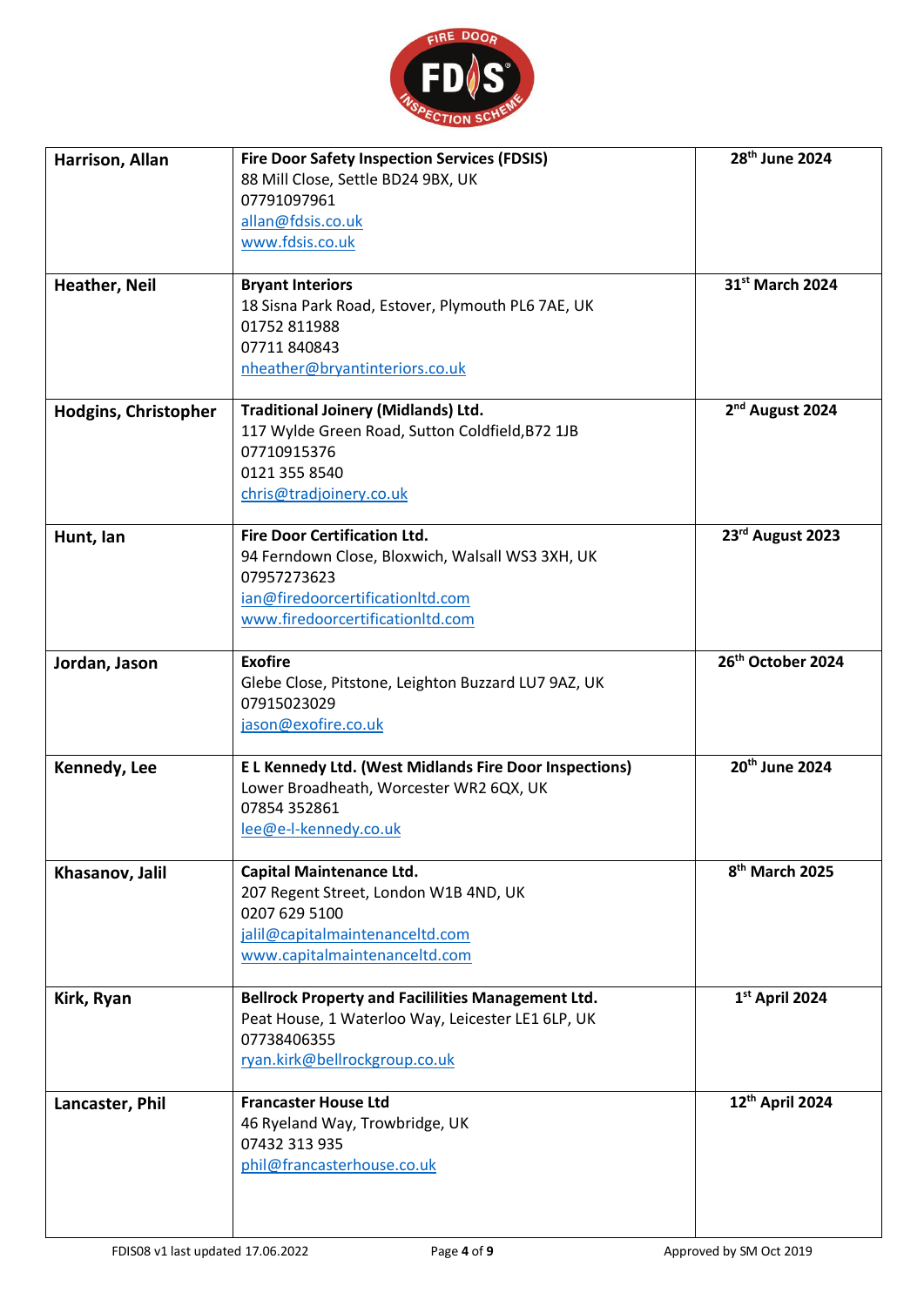| | | |
|---|---|---|
| **Harrison, Allan** | **Fire Door Safety Inspection Services (FDSIS)**<br>88 Mill Close, Settle BD24 9BX, UK<br>07791097961<br>allan@fdsis.co.uk<br>www.fdsis.co.uk | **28th June 2024** |
| **Heather, Neil** | **Bryant Interiors**<br>18 Sisna Park Road, Estover, Plymouth PL6 7AE, UK<br>01752 811988<br>07711 840843<br>nheather@bryantinteriors.co.uk | **31st March 2024** |
| **Hodgins, Christopher** | **Traditional Joinery (Midlands) Ltd.**<br>117 Wylde Green Road, Sutton Coldfield,B72 1JB<br>07710915376<br>0121 355 8540<br>chris@tradjoinery.co.uk | **2nd August 2024** |
| **Hunt, Ian** | **Fire Door Certification Ltd.**<br>94 Ferndown Close, Bloxwich, Walsall WS3 3XH, UK<br>07957273623<br>ian@firedoorcertificationltd.com<br>www.firedoorcertificationltd.com | **23rd August 2023** |
| **Jordan, Jason** | **Exofire**<br>Glebe Close, Pitstone, Leighton Buzzard LU7 9AZ, UK<br>07915023029<br>jason@exofire.co.uk | **26th October 2024** |
| **Kennedy, Lee** | **E L Kennedy Ltd. (West Midlands Fire Door Inspections)**<br>Lower Broadheath, Worcester WR2 6QX, UK<br>07854 352861<br>lee@e-l-kennedy.co.uk | **20th June 2024** |
| **Khasanov, Jalil** | **Capital Maintenance Ltd.**<br>207 Regent Street, London W1B 4ND, UK<br>0207 629 5100<br>jalil@capitalmaintenanceltd.com<br>www.capitalmaintenanceltd.com | **8th March 2025** |
| **Kirk, Ryan** | **Bellrock Property and Facililities Management Ltd.**<br>Peat House, 1 Waterloo Way, Leicester LE1 6LP, UK<br>07738406355<br>ryan.kirk@bellrockgroup.co.uk | **1st April 2024** |
| **Lancaster, Phil** | **Francaster House Ltd**<br>46 Ryeland Way, Trowbridge, UK<br>07432 313 935<br>phil@francasterhouse.co.uk | **12th April 2024** |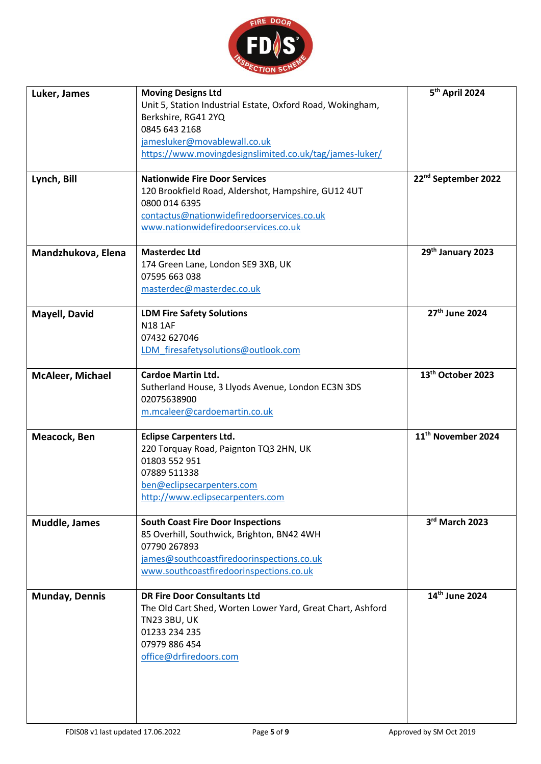| | | |
|---|---|---|
| **Luker, James** | **Moving Designs Ltd**<br>Unit 5, Station Industrial Estate, Oxford Road, Wokingham, Berkshire, RG41 2YQ<br>0845 643 2168<br>jamesluker@movablewall.co.uk<br>https://www.movingdesignslimited.co.uk/tag/james-luker/ | **5th April 2024** |
| **Lynch, Bill** | **Nationwide Fire Door Services**<br>120 Brookfield Road, Aldershot, Hampshire, GU12 4UT<br>0800 014 6395<br>contactus@nationwidefiredoorservices.co.uk<br>www.nationwidefiredoorservices.co.uk | **22nd September 2022** |
| **Mandzhukova, Elena** | **Masterdec Ltd**<br>174 Green Lane, London SE9 3XB, UK<br>07595 663 038<br>masterdec@masterdec.co.uk | **29th January 2023** |
| **Mayell, David** | **LDM Fire Safety Solutions**<br>N18 1AF<br>07432 627046<br>LDM_firesafetysolutions@outlook.com | **27th June 2024** |
| **McAleer, Michael** | **Cardoe Martin Ltd.**<br>Sutherland House, 3 Llyods Avenue, London EC3N 3DS<br>02075638900<br>m.mcaleer@cardoemartin.co.uk | **13th October 2023** |
| **Meacock, Ben** | **Eclipse Carpenters Ltd.**<br>220 Torquay Road, Paignton TQ3 2HN, UK<br>01803 552 951<br>07889 511338<br>ben@eclipsecarpenters.com<br>http://www.eclipsecarpenters.com | **11th November 2024** |
| **Muddle, James** | **South Coast Fire Door Inspections**<br>85 Overhill, Southwick, Brighton, BN42 4WH<br>07790 267893<br>james@southcoastfiredoorinspections.co.uk<br>www.southcoastfiredoorinspections.co.uk | **3rd March 2023** |
| **Munday, Dennis** | **DR Fire Door Consultants Ltd**<br>The Old Cart Shed, Worten Lower Yard, Great Chart, Ashford TN23 3BU, UK<br>01233 234 235<br>07979 886 454<br>office@drfiredoors.com | **14th June 2024** |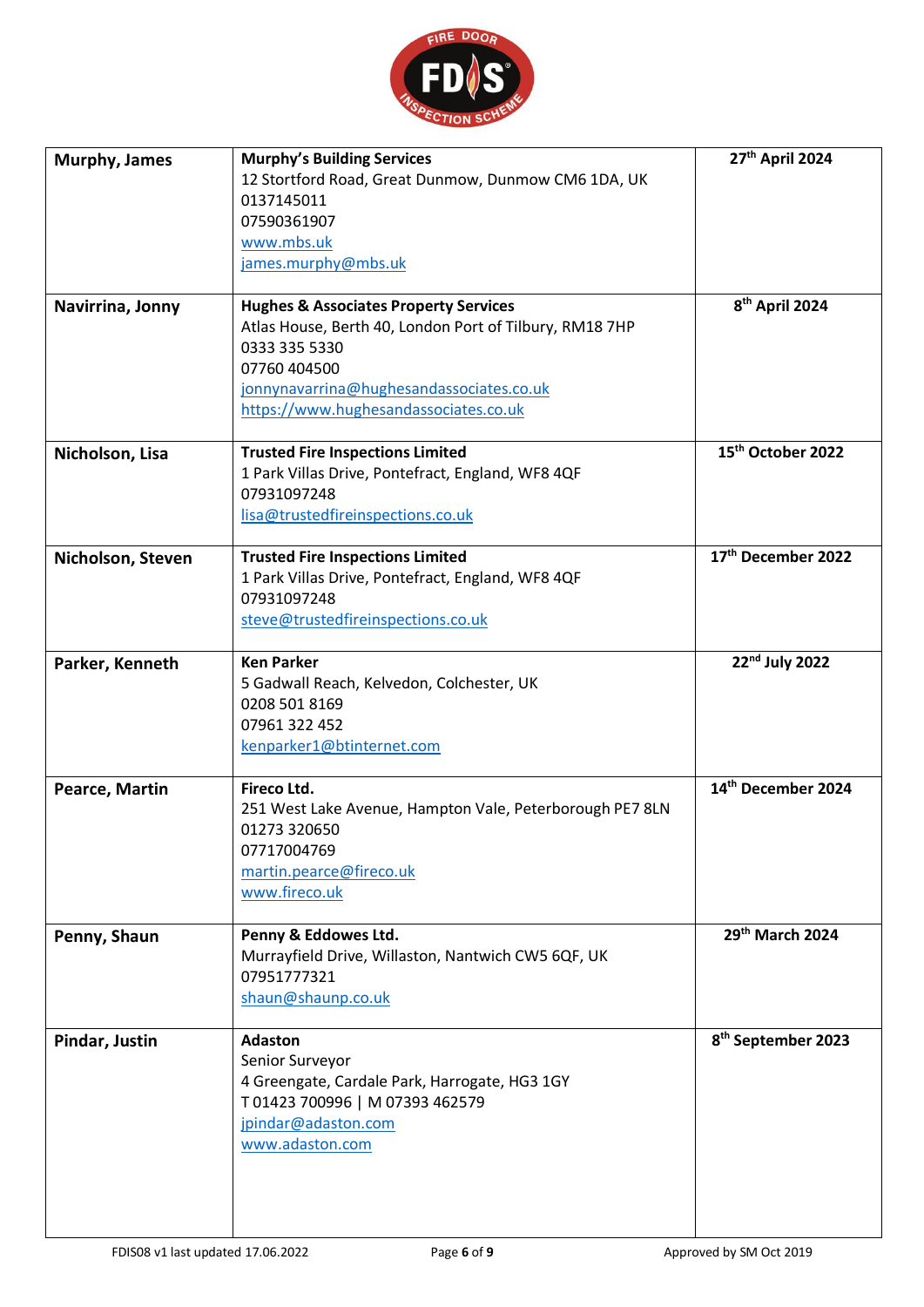| | | |
|---|---|---|
| **Murphy, James** | **Murphy's Building Services**<br>12 Stortford Road, Great Dunmow, Dunmow CM6 1DA, UK<br>0137145011<br>07590361907<br>www.mbs.uk<br>james.murphy@mbs.uk | **27th April 2024** |
| **Navirrina, Jonny** | **Hughes & Associates Property Services**<br>Atlas House, Berth 40, London Port of Tilbury, RM18 7HP<br>0333 335 5330<br>07760 404500<br>jonnynavarrina@hughesandassociates.co.uk<br>https://www.hughesandassociates.co.uk | **8th April 2024** |
| **Nicholson, Lisa** | **Trusted Fire Inspections Limited**<br>1 Park Villas Drive, Pontefract, England, WF8 4QF<br>07931097248<br>lisa@trustedfireinspections.co.uk | **15th October 2022** |
| **Nicholson, Steven** | **Trusted Fire Inspections Limited**<br>1 Park Villas Drive, Pontefract, England, WF8 4QF<br>07931097248<br>steve@trustedfireinspections.co.uk | **17th December 2022** |
| **Parker, Kenneth** | **Ken Parker**<br>5 Gadwall Reach, Kelvedon, Colchester, UK<br>0208 501 8169<br>07961 322 452<br>kenparker1@btinternet.com | **22nd July 2022** |
| **Pearce, Martin** | **Fireco Ltd.**<br>251 West Lake Avenue, Hampton Vale, Peterborough PE7 8LN<br>01273 320650<br>07717004769<br>martin.pearce@fireco.uk<br>www.fireco.uk | **14th December 2024** |
| **Penny, Shaun** | **Penny & Eddowes Ltd.**<br>Murrayfield Drive, Willaston, Nantwich CW5 6QF, UK<br>07951777321<br>shaun@shaunp.co.uk | **29th March 2024** |
| **Pindar, Justin** | **Adaston**<br>Senior Surveyor<br>4 Greengate, Cardale Park, Harrogate, HG3 1GY<br>T 01423 700996 \| M 07393 462579<br>jpindar@adaston.com<br>www.adaston.com | **8th September 2023** |

FDIS08 v1 last updated 17.06.2022 Approved by SM Oct 2019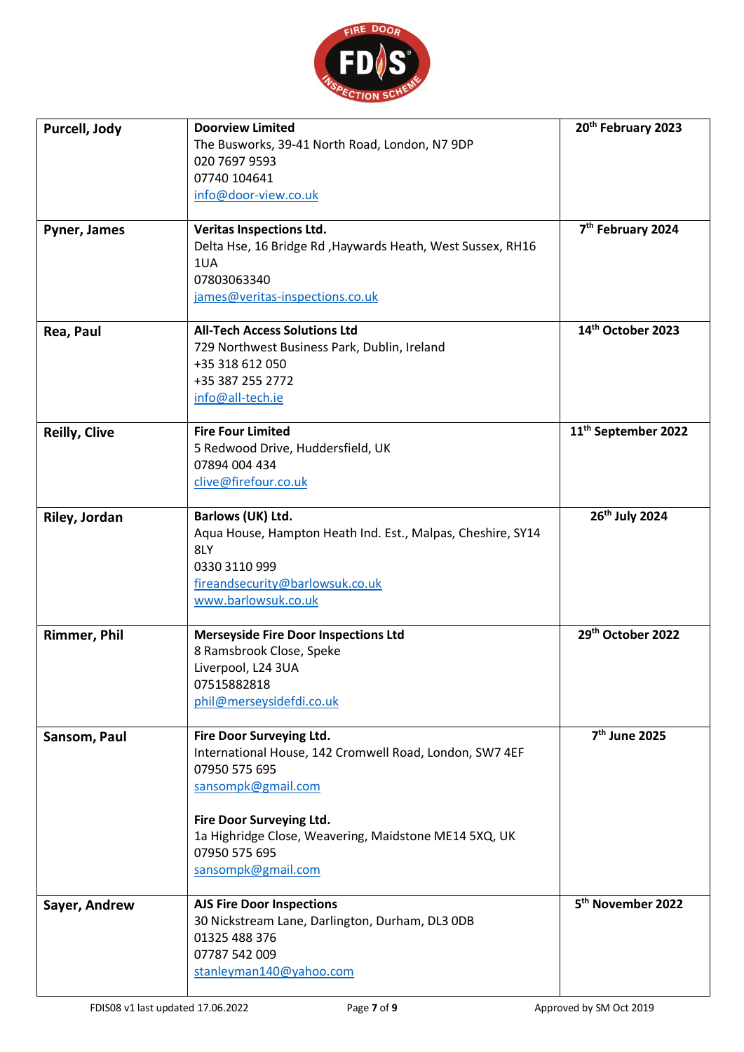| | | |
|---|---|---|
| **Purcell, Jody** | **Doorview Limited**<br>The Busworks, 39-41 North Road, London, N7 9DP<br>020 7697 9593<br>07740 104641<br>info@door-view.co.uk | **20th February 2023** |
| **Pyner, James** | **Veritas Inspections Ltd.**<br>Delta Hse, 16 Bridge Rd ,Haywards Heath, West Sussex, RH16 1UA<br>07803063340<br>james@veritas-inspections.co.uk | **7th February 2024** |
| **Rea, Paul** | **All-Tech Access Solutions Ltd**<br>729 Northwest Business Park, Dublin, Ireland<br>+35 318 612 050<br>+35 387 255 2772<br>info@all-tech.ie | **14th October 2023** |
| **Reilly, Clive** | **Fire Four Limited**<br>5 Redwood Drive, Huddersfield, UK<br>07894 004 434<br>clive@firefour.co.uk | **11th September 2022** |
| **Riley, Jordan** | **Barlows (UK) Ltd.**<br>Aqua House, Hampton Heath Ind. Est., Malpas, Cheshire, SY14 8LY<br>0330 3110 999<br>fireandsecurity@barlowsuk.co.uk<br>www.barlowsuk.co.uk | **26th July 2024** |
| **Rimmer, Phil** | **Merseyside Fire Door Inspections Ltd**<br>8 Ramsbrook Close, Speke<br>Liverpool, L24 3UA<br>07515882818<br>phil@merseysidefdi.co.uk | **29th October 2022** |
| **Sansom, Paul** | **Fire Door Surveying Ltd.**<br>International House, 142 Cromwell Road, London, SW7 4EF<br>07950 575 695<br>sansompk@gmail.com<br><br>**Fire Door Surveying Ltd.**<br>1a Highridge Close, Weavering, Maidstone ME14 5XQ, UK<br>07950 575 695<br>sansompk@gmail.com | **7th June 2025** |
| **Sayer, Andrew** | **AJS Fire Door Inspections**<br>30 Nickstream Lane, Darlington, Durham, DL3 0DB<br>01325 488 376<br>07787 542 009<br>stanleyman140@yahoo.com | **5th November 2022** |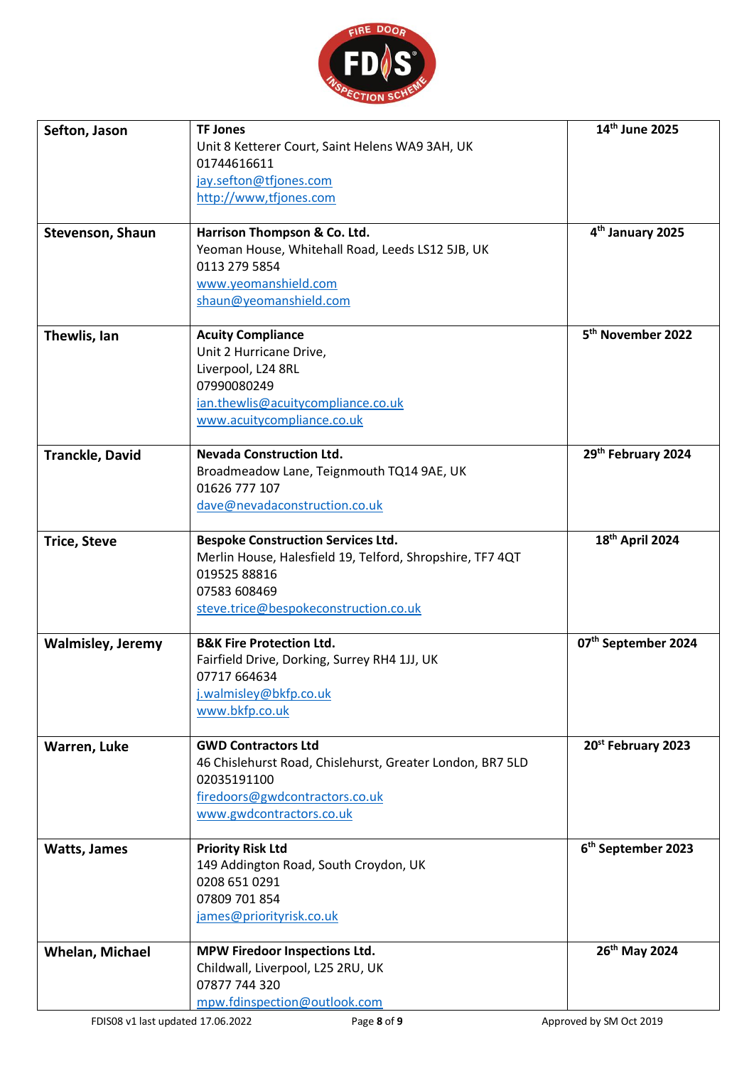| | | |
|---|---|---|
| **Sefton, Jason** | **TF Jones**<br>Unit 8 Ketterer Court, Saint Helens WA9 3AH, UK<br>01744616611<br>jay.sefton@tfjones.com<br>http://www,tfjones.com | **14th June 2025** |
| **Stevenson, Shaun** | **Harrison Thompson & Co. Ltd.**<br>Yeoman House, Whitehall Road, Leeds LS12 5JB, UK<br>0113 279 5854<br>www.yeomanshield.com<br>shaun@yeomanshield.com | **4th January 2025** |
| **Thewlis, Ian** | **Acuity Compliance**<br>Unit 2 Hurricane Drive,<br>Liverpool, L24 8RL<br>07990080249<br>ian.thewlis@acuitycompliance.co.uk<br>www.acuitycompliance.co.uk | **5th November 2022** |
| **Tranckle, David** | **Nevada Construction Ltd.**<br>Broadmeadow Lane, Teignmouth TQ14 9AE, UK<br>01626 777 107<br>dave@nevadaconstruction.co.uk | **29th February 2024** |
| **Trice, Steve** | **Bespoke Construction Services Ltd.**<br>Merlin House, Halesfield 19, Telford, Shropshire, TF7 4QT<br>019525 88816<br>07583 608469<br>steve.trice@bespokeconstruction.co.uk | **18th April 2024** |
| **Walmisley, Jeremy** | **B&K Fire Protection Ltd.**<br>Fairfield Drive, Dorking, Surrey RH4 1JJ, UK<br>07717 664634<br>j.walmisley@bkfp.co.uk<br>www.bkfp.co.uk | **07th September 2024** |
| **Warren, Luke** | **GWD Contractors Ltd**<br>46 Chislehurst Road, Chislehurst, Greater London, BR7 5LD<br>02035191100<br>firedoors@gwdcontractors.co.uk<br>www.gwdcontractors.co.uk | **20st February 2023** |
| **Watts, James** | **Priority Risk Ltd**<br>149 Addington Road, South Croydon, UK<br>0208 651 0291<br>07809 701 854<br>james@priorityrisk.co.uk | **6th September 2023** |
| **Whelan, Michael** | **MPW Firedoor Inspections Ltd.**<br>Childwall, Liverpool, L25 2RU, UK<br>07877 744 320<br>mpw.fdinspection@outlook.com | **26th May 2024** |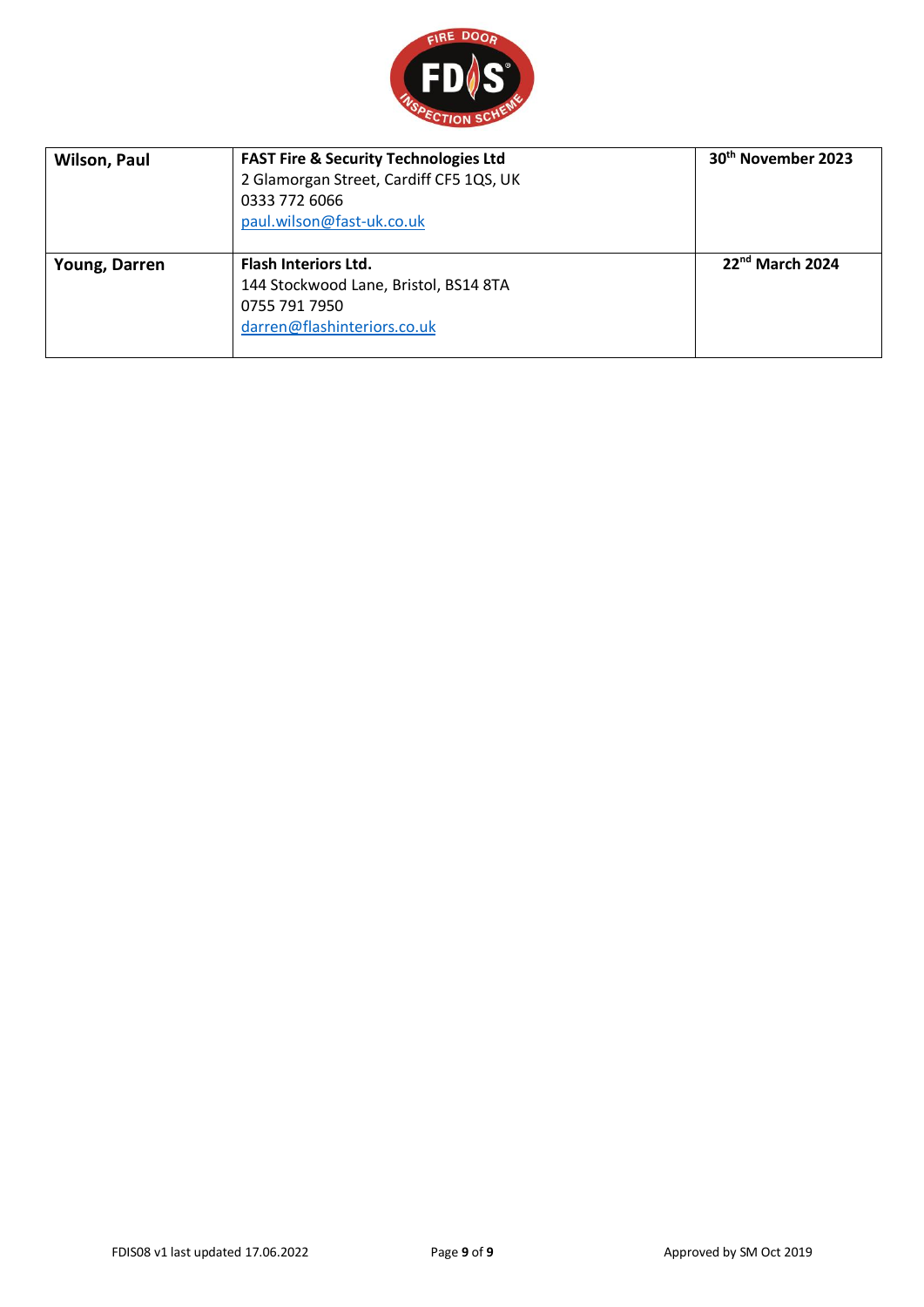| | | |
|---|---|---|
| **Wilson, Paul** | **FAST Fire & Security Technologies Ltd**<br>2 Glamorgan Street, Cardiff CF5 1QS, UK<br>0333 772 6066<br>paul.wilson@fast-uk.co.uk | **30th November 2023** |
| **Young, Darren** | **Flash Interiors Ltd.**<br>144 Stockwood Lane, Bristol, BS14 8TA<br>0755 791 7950<br>darren@flashinteriors.co.uk | **22nd March 2024** |